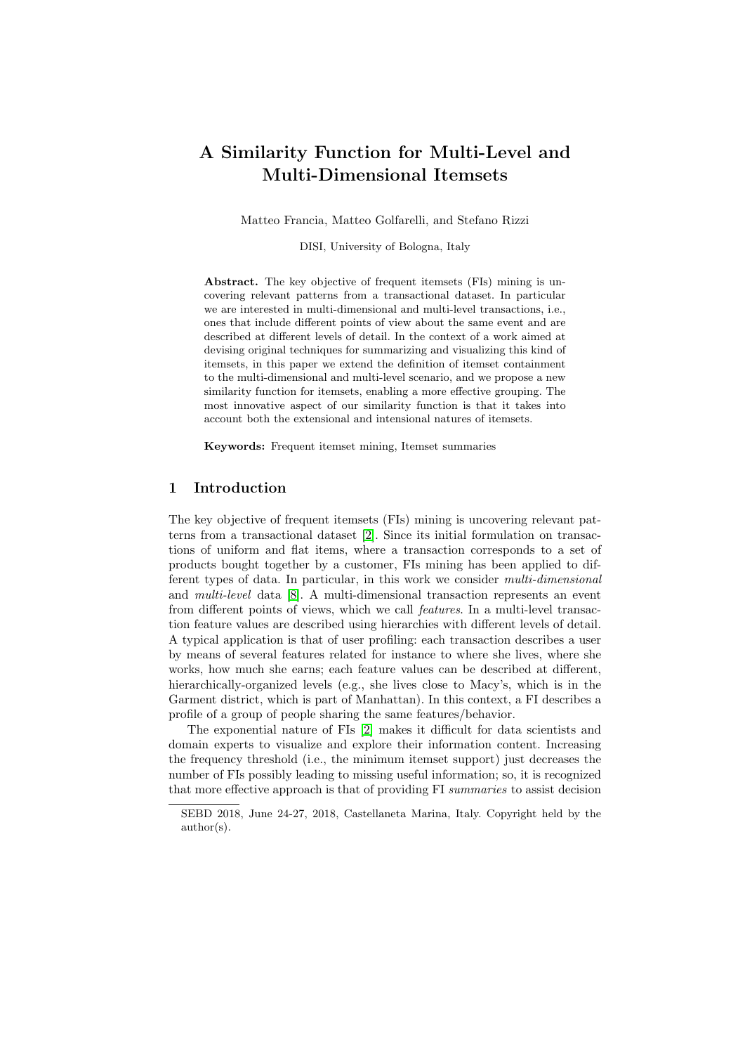# A Similarity Function for Multi-Level and Multi-Dimensional Itemsets

Matteo Francia, Matteo Golfarelli, and Stefano Rizzi

DISI, University of Bologna, Italy

**Abstract.** The key objective of frequent itemsets (FIs) mining is uncovering relevant patterns from a transactional dataset. In particular we are interested in multi-dimensional and multi-level transactions, i.e., ones that include different points of view about the same event and are described at different levels of detail. In the context of a work aimed at devising original techniques for summarizing and visualizing this kind of itemsets, in this paper we extend the definition of itemset containment to the multi-dimensional and multi-level scenario, and we propose a new similarity function for itemsets, enabling a more effective grouping. The most innovative aspect of our similarity function is that it takes into account both the extensional and intensional natures of itemsets.

**Keywords:** Frequent itemset mining, Itemset summaries

## 1 Introduction

The key objective of frequent itemsets (FIs) mining is uncovering relevant patterns from a transactional dataset [2]. Since its initial formulation on transactions of uniform and flat items, where a transaction corresponds to a set of products bought together by a customer, FIs mining has been applied to different types of data. In particular, in this work we consider *multi-dimensional* and *multi-level* data [8]. A multi-dimensional transaction represents an event from different points of views, which we call *features*. In a multi-level transaction feature values are described using hierarchies with different levels of detail. A typical application is that of user profiling: each transaction describes a user by means of several features related for instance to where she lives, where she works, how much she earns; each feature values can be described at different, hierarchically-organized levels (e.g., she lives close to Macy's, which is in the Garment district, which is part of Manhattan). In this context, a FI describes a profile of a group of people sharing the same features/behavior.

The exponential nature of FIs [2] makes it difficult for data scientists and domain experts to visualize and explore their information content. Increasing the frequency threshold (i.e., the minimum itemset support) just decreases the number of FIs possibly leading to missing useful information; so, it is recognized that more effective approach is that of providing FI *summaries* to assist decision

SEBD 2018, June 24-27, 2018, Castellaneta Marina, Italy. Copyright held by the author(s).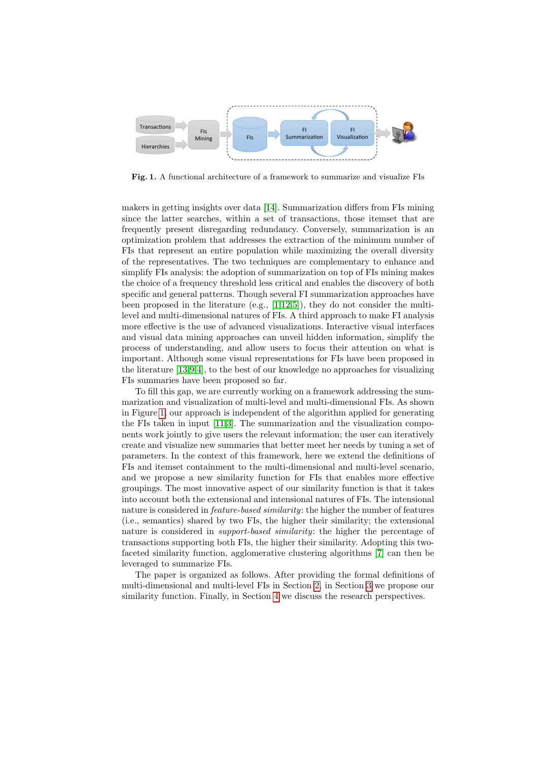**Fig. 1.** A functional architecture of a framework to summarize and visualize FIs

makers in getting insights over data [14]. Summarization differs from FIs mining since the latter searches, within a set of transactions, those itemset that are frequently present disregarding redundancy. Conversely, summarization is an optimization problem that addresses the extraction of the minimum number of FIs that represent an entire population while maximizing the overall diversity of the representatives. The two techniques are complementary to enhance and simplify FIs analysis: the adoption of summarization on top of FIs mining makes the choice of a frequency threshold less critical and enables the discovery of both specific and general patterns. Though several FI summarization approaches have been proposed in the literature (e.g., [1,12,5]), they do not consider the multi-level and multi-dimensional natures of FIs. A third approach to make FI analysis more effective is the use of advanced visualizations. Interactive visual interfaces and visual data mining approaches can unveil hidden information, simplify the process of understanding, and allow users to focus their attention on what is important. Although some visual representations for FIs have been proposed in the literature [13,9,4], to the best of our knowledge no approaches for visualizing FIs summaries have been proposed so far.

To fill this gap, we are currently working on a framework addressing the summarization and visualization of multi-level and multi-dimensional FIs. As shown in Figure 1, our approach is independent of the algorithm applied for generating the FIs taken in input [11,3]. The summarization and the visualization components work jointly to give users the relevant information; the user can iteratively create and visualize new summaries that better meet her needs by tuning a set of parameters. In the context of this framework, here we extend the definitions of FIs and itemset containment to the multi-dimensional and multi-level scenario, and we propose a new similarity function for FIs that enables more effective groupings. The most innovative aspect of our similarity function is that it takes into account both the extensional and intensional natures of FIs. The intensional nature is considered in *feature-based similarity*: the higher the number of features (i.e., semantics) shared by two FIs, the higher their similarity; the extensional nature is considered in *support-based similarity*: the higher the percentage of transactions supporting both FIs, the higher their similarity. Adopting this two-faceted similarity function, agglomerative clustering algorithms [7] can then be leveraged to summarize FIs.

The paper is organized as follows. After providing the formal definitions of multi-dimensional and multi-level FIs in Section 2, in Section 3 we propose our similarity function. Finally, in Section 4 we discuss the research perspectives.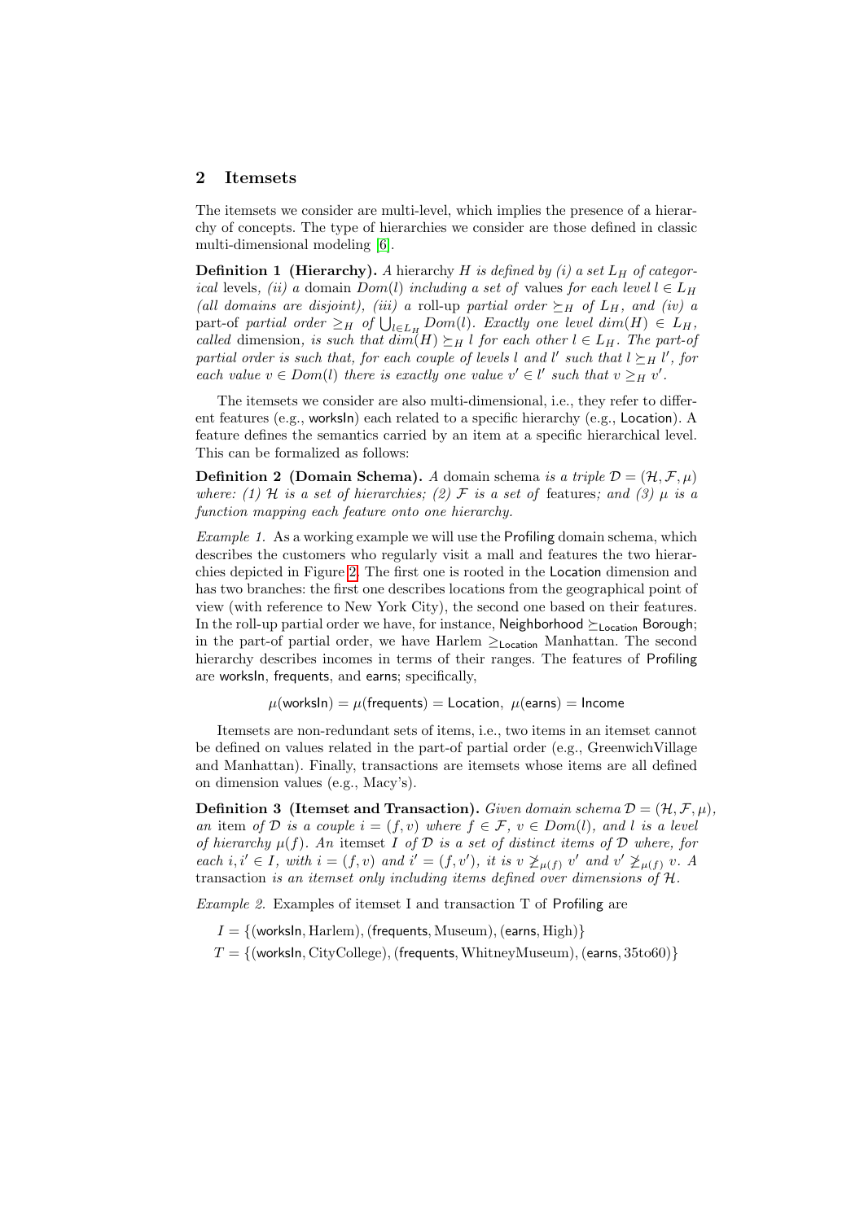## 2 Itemsets

The itemsets we consider are multi-level, which implies the presence of a hierarchy of concepts. The type of hierarchies we consider are those defined in classic multi-dimensional modeling [6].

**Definition 1 (Hierarchy).** *A hierarchy $H$ is defined by (i) a set $L_H$ of categorical* levels*, (ii) a domain $Dom(l)$ including a set of* values *for each level $l \in L_H$ (all domains are disjoint), (iii) a* roll-up *partial order $\succeq_H$ of $L_H$, and (iv) a* part-of *partial order $\geq_H$ of $\bigcup_{l \in L_H} Dom(l)$. Exactly one level $dim(H) \in L_H$, called* dimension*, is such that $dim(H) \succeq_H l$ for each other $l \in L_H$. The part-of partial order is such that, for each couple of levels $l$ and $l'$ such that $l \succeq_H l'$, for each value $v \in Dom(l)$ there is exactly one value $v' \in l'$ such that $v \geq_H v'$.*

The itemsets we consider are also multi-dimensional, i.e., they refer to different features (e.g., worksIn) each related to a specific hierarchy (e.g., Location). A feature defines the semantics carried by an item at a specific hierarchical level. This can be formalized as follows:

**Definition 2 (Domain Schema).** *A* domain schema *is a triple $\mathcal{D} = (\mathcal{H}, \mathcal{F}, \mu)$ where: (1) $\mathcal{H}$ is a set of hierarchies; (2) $\mathcal{F}$ is a set of* features*; and (3) $\mu$ is a function mapping each feature onto one hierarchy.*

*Example 1.* As a working example we will use the Profiling domain schema, which describes the customers who regularly visit a mall and features the two hierarchies depicted in Figure 2. The first one is rooted in the Location dimension and has two branches: the first one describes locations from the geographical point of view (with reference to New York City), the second one based on their features. In the roll-up partial order we have, for instance, Neighborhood $\succeq_{\text{Location}}$ Borough; in the part-of partial order, we have Harlem $\geq_{\text{Location}}$ Manhattan. The second hierarchy describes incomes in terms of their ranges. The features of Profiling are worksIn, frequents, and earns; specifically,

$$\mu(\text{worksIn}) = \mu(\text{frequents}) = \text{Location}, \;\; \mu(\text{earns}) = \text{Income}$$

Itemsets are non-redundant sets of items, i.e., two items in an itemset cannot be defined on values related in the part-of partial order (e.g., GreenwichVillage and Manhattan). Finally, transactions are itemsets whose items are all defined on dimension values (e.g., Macy's).

**Definition 3 (Itemset and Transaction).** *Given domain schema $\mathcal{D} = (\mathcal{H}, \mathcal{F}, \mu)$, an* item *of $\mathcal{D}$ is a couple $i = (f, v)$ where $f \in \mathcal{F}$, $v \in Dom(l)$, and $l$ is a level of hierarchy $\mu(f)$. An* itemset *$I$ of $\mathcal{D}$ is a set of distinct items of $\mathcal{D}$ where, for each $i, i' \in I$, with $i = (f, v)$ and $i' = (f, v')$, it is $v \not\geq_{\mu(f)} v'$ and $v' \not\geq_{\mu(f)} v$. A* transaction *is an itemset only including items defined over dimensions of $\mathcal{H}$.*

*Example 2.* Examples of itemset I and transaction T of Profiling are

$I = \{(\text{worksIn}, \text{Harlem}), (\text{frequents}, \text{Museum}), (\text{earns}, \text{High})\}$

$T = \{(\text{worksIn}, \text{CityCollege}), (\text{frequents}, \text{WhitneyMuseum}), (\text{earns}, \text{35to60})\}$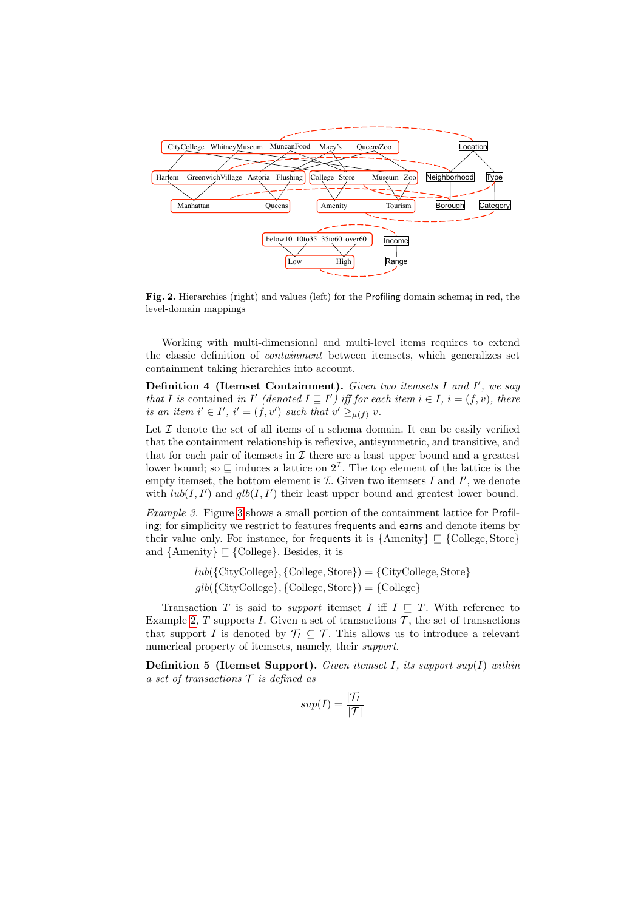Fig. 2. Hierarchies (right) and values (left) for the Profiling domain schema; in red, the level-domain mappings

Working with multi-dimensional and multi-level items requires to extend the classic definition of *containment* between itemsets, which generalizes set containment taking hierarchies into account.

**Definition 4 (Itemset Containment).** *Given two itemsets $I$ and $I'$, we say that $I$ is* contained *in $I'$ (denoted $I \sqsubseteq I'$) iff for each item $i \in I$, $i = (f, v)$, there is an item $i' \in I'$, $i' = (f, v')$ such that $v' \geq_{\mu(f)} v$.*

Let $\mathcal{I}$ denote the set of all items of a schema domain. It can be easily verified that the containment relationship is reflexive, antisymmetric, and transitive, and that for each pair of itemsets in $\mathcal{I}$ there are a least upper bound and a greatest lower bound; so $\sqsubseteq$ induces a lattice on $2^{\mathcal{I}}$. The top element of the lattice is the empty itemset, the bottom element is $\mathcal{I}$. Given two itemsets $I$ and $I'$, we denote with $lub(I, I')$ and $glb(I, I')$ their least upper bound and greatest lower bound.

*Example 3.* Figure 3 shows a small portion of the containment lattice for Profiling; for simplicity we restrict to features frequents and earns and denote items by their value only. For instance, for frequents it is $\{\text{Amenity}\} \sqsubseteq \{\text{College}, \text{Store}\}$ and $\{\text{Amenity}\} \sqsubseteq \{\text{College}\}$. Besides, it is

$$lub(\{\text{CityCollege}\}, \{\text{College}, \text{Store}\}) = \{\text{CityCollege}, \text{Store}\}$$
$$glb(\{\text{CityCollege}\}, \{\text{College}, \text{Store}\}) = \{\text{College}\}$$

Transaction $T$ is said to *support* itemset $I$ iff $I \sqsubseteq T$. With reference to Example 2, $T$ supports $I$. Given a set of transactions $\mathcal{T}$, the set of transactions that support $I$ is denoted by $\mathcal{T}_I \subseteq \mathcal{T}$. This allows us to introduce a relevant numerical property of itemsets, namely, their *support*.

**Definition 5 (Itemset Support).** *Given itemset $I$, its support $sup(I)$ within a set of transactions $\mathcal{T}$ is defined as*

$$sup(I) = \frac{|\mathcal{T}_I|}{|\mathcal{T}|}$$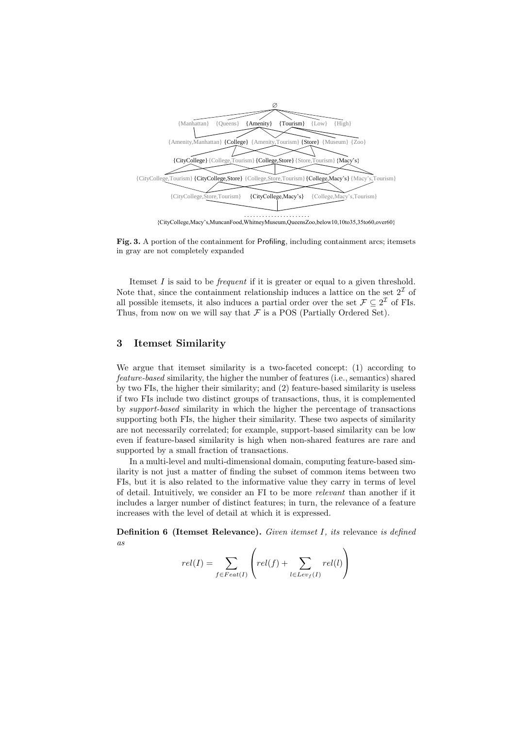∅

{Manhattan} {Queens} {Amenity} {Tourism} {Low} {High}

{Amenity,Manhattan} {College} {Amenity,Tourism} {Store} {Museum} {Zoo}

{CityCollege} {College,Tourism} {College,Store} {Store,Tourism} {Macy's}

{CityCollege,Tourism} {CityCollege,Store} {College,Store,Tourism} {College,Macy's} {Macy's,Tourism}

{CityCollege,Store,Tourism} {CityCollege,Macy's} {College,Macy's,Tourism}

. . . . . . . . . . . . . . . . . . . . . .

{CityCollege,Macy's,MuncanFood,WhitneyMuseum,QueensZoo,below10,10to35,35to60,over60}

**Fig. 3.** A portion of the containment for Profiling, including containment arcs; itemsets in gray are not completely expanded

Itemset $I$ is said to be *frequent* if it is greater or equal to a given threshold. Note that, since the containment relationship induces a lattice on the set $2^{\mathcal{I}}$ of all possible itemsets, it also induces a partial order over the set $\mathcal{F} \subseteq 2^{\mathcal{I}}$ of FIs. Thus, from now on we will say that $\mathcal{F}$ is a POS (Partially Ordered Set).

## 3 Itemset Similarity

We argue that itemset similarity is a two-faceted concept: (1) according to *feature-based* similarity, the higher the number of features (i.e., semantics) shared by two FIs, the higher their similarity; and (2) feature-based similarity is useless if two FIs include two distinct groups of transactions, thus, it is complemented by *support-based* similarity in which the higher the percentage of transactions supporting both FIs, the higher their similarity. These two aspects of similarity are not necessarily correlated; for example, support-based similarity can be low even if feature-based similarity is high when non-shared features are rare and supported by a small fraction of transactions.

In a multi-level and multi-dimensional domain, computing feature-based similarity is not just a matter of finding the subset of common items between two FIs, but it is also related to the informative value they carry in terms of level of detail. Intuitively, we consider an FI to be more *relevant* than another if it includes a larger number of distinct features; in turn, the relevance of a feature increases with the level of detail at which it is expressed.

**Definition 6 (Itemset Relevance).** *Given itemset $I$, its* relevance *is defined as*

$$rel(I) = \sum_{f \in Feat(I)} \left( rel(f) + \sum_{l \in Lev_f(I)} rel(l) \right)$$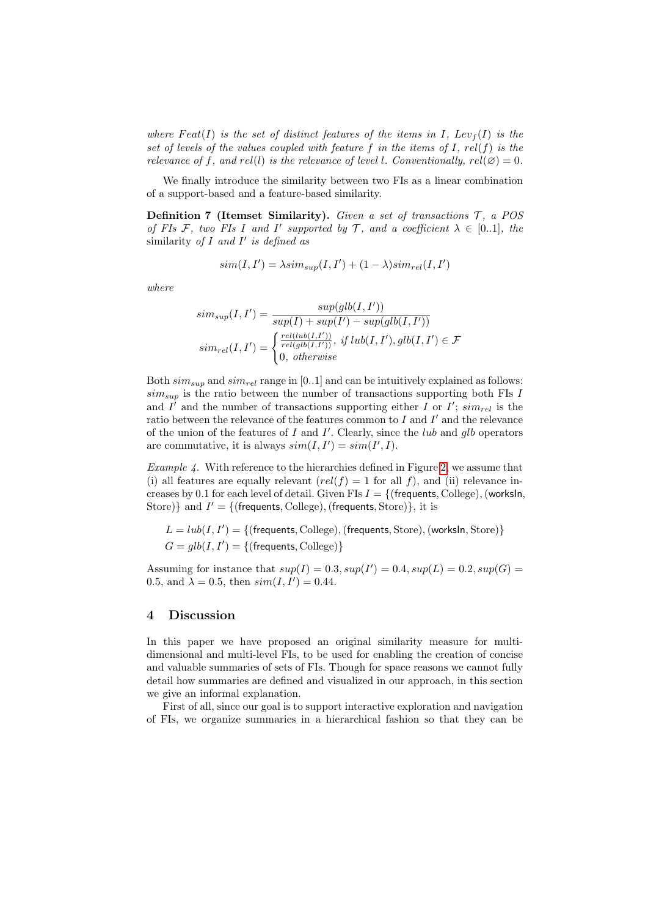*where $Feat(I)$ is the set of distinct features of the items in $I$, $Lev_f(I)$ is the set of levels of the values coupled with feature $f$ in the items of $I$, $rel(f)$ is the relevance of $f$, and $rel(l)$ is the relevance of level $l$. Conventionally, $rel(\varnothing) = 0$.*

We finally introduce the similarity between two FIs as a linear combination of a support-based and a feature-based similarity.

**Definition 7 (Itemset Similarity).** *Given a set of transactions $\mathcal{T}$, a POS of FIs $\mathcal{F}$, two FIs $I$ and $I'$ supported by $\mathcal{T}$, and a coefficient $\lambda \in [0..1]$, the* similarity *of $I$ and $I'$ is defined as*

$$sim(I, I') = \lambda sim_{sup}(I, I') + (1 - \lambda) sim_{rel}(I, I')$$

*where*

$$sim_{sup}(I, I') = \frac{sup(glb(I, I'))}{sup(I) + sup(I') - sup(glb(I, I'))}$$

$$sim_{rel}(I, I') = \begin{cases} \frac{rel(lub(I, I'))}{rel(glb(I, I'))}, \text{ if } lub(I, I'), glb(I, I') \in \mathcal{F} \\ 0, \text{ otherwise} \end{cases}$$

Both $sim_{sup}$ and $sim_{rel}$ range in $[0..1]$ and can be intuitively explained as follows: $sim_{sup}$ is the ratio between the number of transactions supporting both FIs $I$ and $I'$ and the number of transactions supporting either $I$ or $I'$; $sim_{rel}$ is the ratio between the relevance of the features common to $I$ and $I'$ and the relevance of the union of the features of $I$ and $I'$. Clearly, since the *lub* and *glb* operators are commutative, it is always $sim(I, I') = sim(I', I)$.

*Example 4.* With reference to the hierarchies defined in Figure 2, we assume that (i) all features are equally relevant ($rel(f) = 1$ for all $f$), and (ii) relevance increases by 0.1 for each level of detail. Given FIs $I = \{(\textsf{frequents}, \text{College}), (\textsf{worksIn}, \text{Store})\}$ and $I' = \{(\textsf{frequents}, \text{College}), (\textsf{frequents}, \text{Store})\}$, it is

$$L = lub(I, I') = \{(\textsf{frequents}, \text{College}), (\textsf{frequents}, \text{Store}), (\textsf{worksIn}, \text{Store})\}$$
$$G = glb(I, I') = \{(\textsf{frequents}, \text{College})\}$$

Assuming for instance that $sup(I) = 0.3, sup(I') = 0.4, sup(L) = 0.2, sup(G) = 0.5$, and $\lambda = 0.5$, then $sim(I, I') = 0.44$.

## 4 Discussion

In this paper we have proposed an original similarity measure for multi-dimensional and multi-level FIs, to be used for enabling the creation of concise and valuable summaries of sets of FIs. Though for space reasons we cannot fully detail how summaries are defined and visualized in our approach, in this section we give an informal explanation.

First of all, since our goal is to support interactive exploration and navigation of FIs, we organize summaries in a hierarchical fashion so that they can be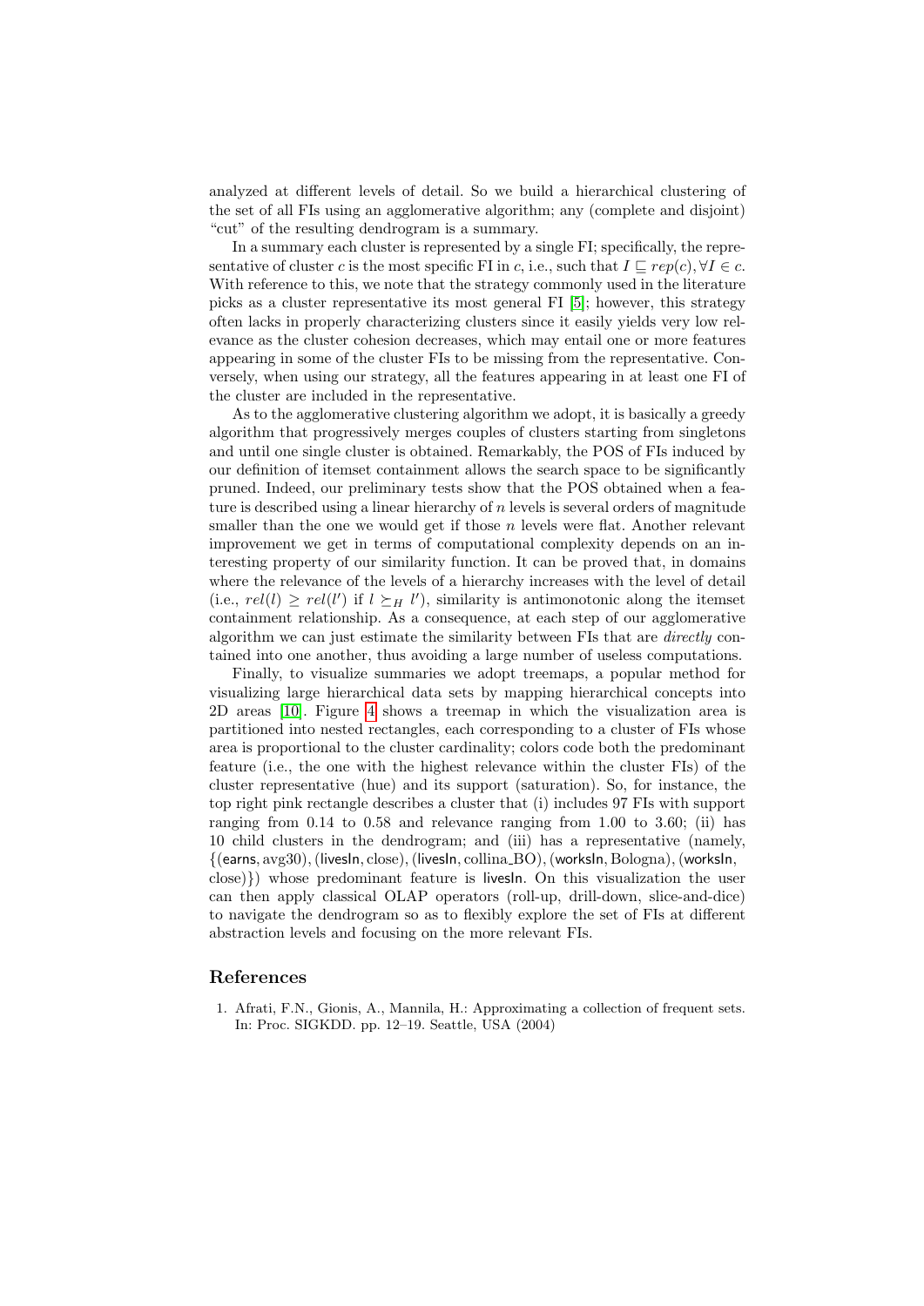analyzed at different levels of detail. So we build a hierarchical clustering of the set of all FIs using an agglomerative algorithm; any (complete and disjoint) "cut" of the resulting dendrogram is a summary.

In a summary each cluster is represented by a single FI; specifically, the representative of cluster $c$ is the most specific FI in $c$, i.e., such that $I \sqsubseteq rep(c), \forall I \in c$. With reference to this, we note that the strategy commonly used in the literature picks as a cluster representative its most general FI [5]; however, this strategy often lacks in properly characterizing clusters since it easily yields very low relevance as the cluster cohesion decreases, which may entail one or more features appearing in some of the cluster FIs to be missing from the representative. Conversely, when using our strategy, all the features appearing in at least one FI of the cluster are included in the representative.

As to the agglomerative clustering algorithm we adopt, it is basically a greedy algorithm that progressively merges couples of clusters starting from singletons and until one single cluster is obtained. Remarkably, the POS of FIs induced by our definition of itemset containment allows the search space to be significantly pruned. Indeed, our preliminary tests show that the POS obtained when a feature is described using a linear hierarchy of $n$ levels is several orders of magnitude smaller than the one we would get if those $n$ levels were flat. Another relevant improvement we get in terms of computational complexity depends on an interesting property of our similarity function. It can be proved that, in domains where the relevance of the levels of a hierarchy increases with the level of detail (i.e., $rel(l) \geq rel(l')$ if $l \succeq_H l'$), similarity is antimonotonic along the itemset containment relationship. As a consequence, at each step of our agglomerative algorithm we can just estimate the similarity between FIs that are *directly* contained into one another, thus avoiding a large number of useless computations.

Finally, to visualize summaries we adopt treemaps, a popular method for visualizing large hierarchical data sets by mapping hierarchical concepts into 2D areas [10]. Figure 4 shows a treemap in which the visualization area is partitioned into nested rectangles, each corresponding to a cluster of FIs whose area is proportional to the cluster cardinality; colors code both the predominant feature (i.e., the one with the highest relevance within the cluster FIs) of the cluster representative (hue) and its support (saturation). So, for instance, the top right pink rectangle describes a cluster that (i) includes 97 FIs with support ranging from 0.14 to 0.58 and relevance ranging from 1.00 to 3.60; (ii) has 10 child clusters in the dendrogram; and (iii) has a representative (namely, {(earns, avg30), (livesIn, close), (livesIn, collina_BO), (worksIn, Bologna), (worksIn, close)}) whose predominant feature is livesIn. On this visualization the user can then apply classical OLAP operators (roll-up, drill-down, slice-and-dice) to navigate the dendrogram so as to flexibly explore the set of FIs at different abstraction levels and focusing on the more relevant FIs.

## References

1. Afrati, F.N., Gionis, A., Mannila, H.: Approximating a collection of frequent sets. In: Proc. SIGKDD. pp. 12–19. Seattle, USA (2004)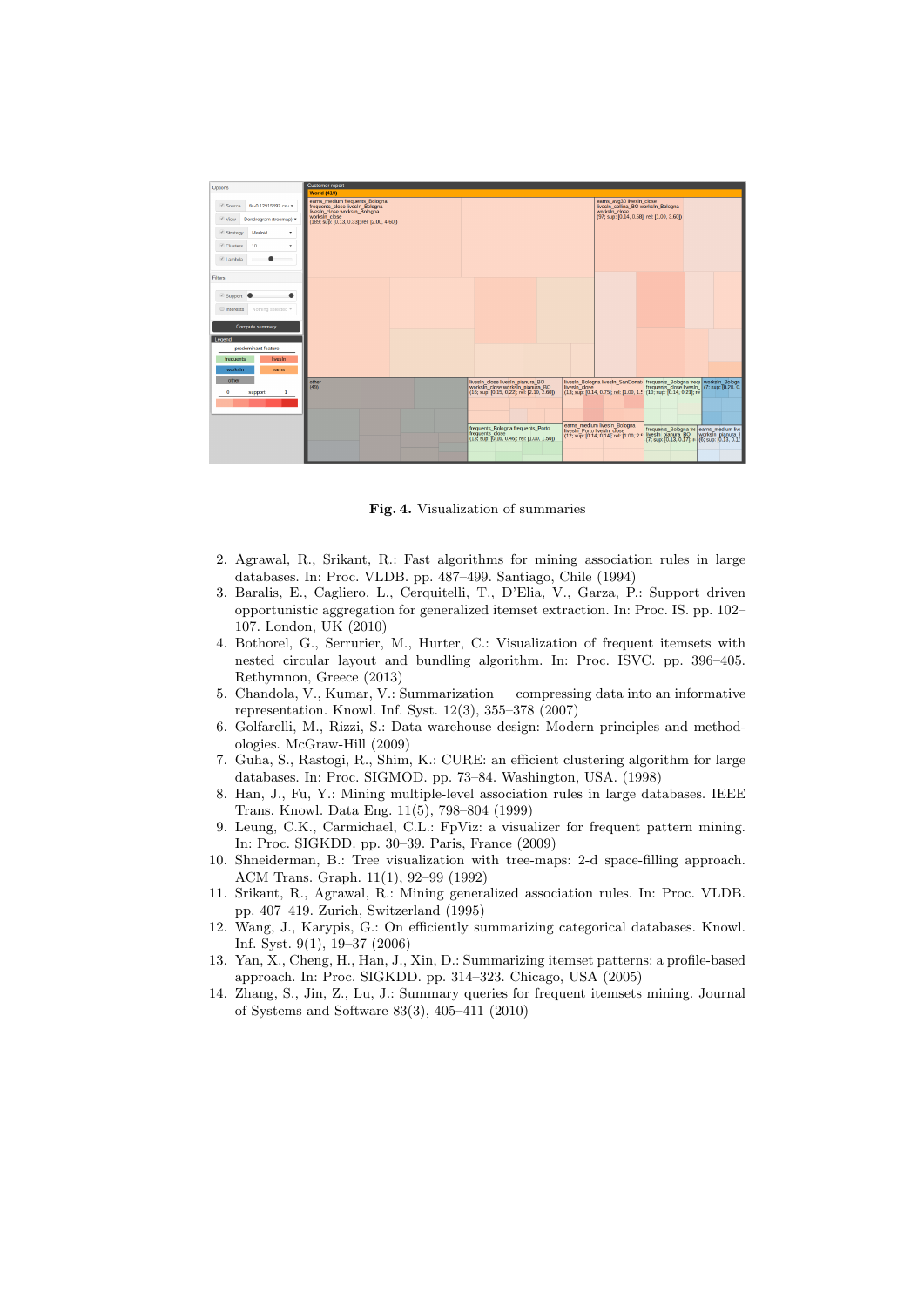**Fig. 4.** Visualization of summaries

2. Agrawal, R., Srikant, R.: Fast algorithms for mining association rules in large databases. In: Proc. VLDB. pp. 487–499. Santiago, Chile (1994)
3. Baralis, E., Cagliero, L., Cerquitelli, T., D'Elia, V., Garza, P.: Support driven opportunistic aggregation for generalized itemset extraction. In: Proc. IS. pp. 102–107. London, UK (2010)
4. Bothorel, G., Serrurier, M., Hurter, C.: Visualization of frequent itemsets with nested circular layout and bundling algorithm. In: Proc. ISVC. pp. 396–405. Rethymnon, Greece (2013)
5. Chandola, V., Kumar, V.: Summarization — compressing data into an informative representation. Knowl. Inf. Syst. 12(3), 355–378 (2007)
6. Golfarelli, M., Rizzi, S.: Data warehouse design: Modern principles and methodologies. McGraw-Hill (2009)
7. Guha, S., Rastogi, R., Shim, K.: CURE: an efficient clustering algorithm for large databases. In: Proc. SIGMOD. pp. 73–84. Washington, USA. (1998)
8. Han, J., Fu, Y.: Mining multiple-level association rules in large databases. IEEE Trans. Knowl. Data Eng. 11(5), 798–804 (1999)
9. Leung, C.K., Carmichael, C.L.: FpViz: a visualizer for frequent pattern mining. In: Proc. SIGKDD. pp. 30–39. Paris, France (2009)
10. Shneiderman, B.: Tree visualization with tree-maps: 2-d space-filling approach. ACM Trans. Graph. 11(1), 92–99 (1992)
11. Srikant, R., Agrawal, R.: Mining generalized association rules. In: Proc. VLDB. pp. 407–419. Zurich, Switzerland (1995)
12. Wang, J., Karypis, G.: On efficiently summarizing categorical databases. Knowl. Inf. Syst. 9(1), 19–37 (2006)
13. Yan, X., Cheng, H., Han, J., Xin, D.: Summarizing itemset patterns: a profile-based approach. In: Proc. SIGKDD. pp. 314–323. Chicago, USA (2005)
14. Zhang, S., Jin, Z., Lu, J.: Summary queries for frequent itemsets mining. Journal of Systems and Software 83(3), 405–411 (2010)